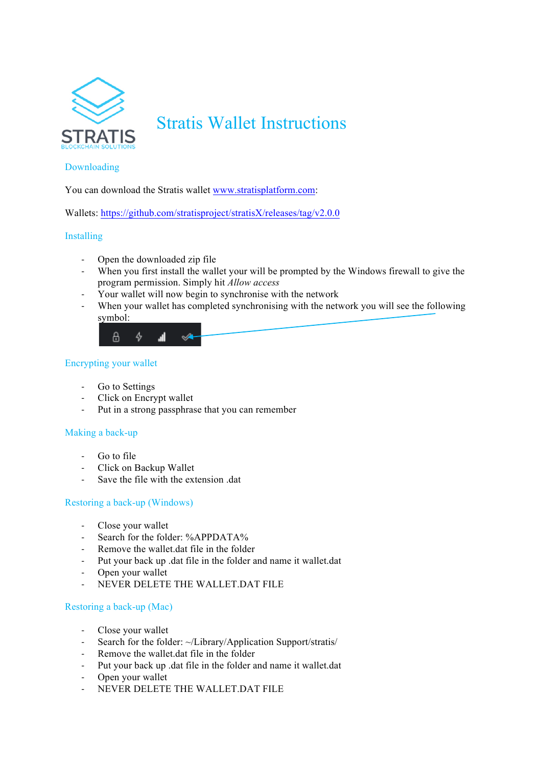# Stratis Wallet Instructions

## Downloading

You can download the Stratis wallet www.stratisplatform.com:

Wallets: https://github.com/stratisproject/stratisX/releases/tag/v2.0.0

## Installing

- Open the downloaded zip file
- When you first install the wallet your will be prompted by the Windows firewall to give the program permission. Simply hit *Allow access*
- Your wallet will now begin to synchronise with the network
- When your wallet has completed synchronising with the network you will see the following symbol:

## Encrypting your wallet

- Go to Settings
- Click on Encrypt wallet
- Put in a strong passphrase that you can remember

## Making a back-up

- Go to file
- Click on Backup Wallet
- Save the file with the extension .dat

## Restoring a back-up (Windows)

- Close your wallet
- Search for the folder: %APPDATA%
- Remove the wallet.dat file in the folder
- Put your back up .dat file in the folder and name it wallet.dat
- Open your wallet
- NEVER DELETE THE WALLET.DAT FILE

## Restoring a back-up (Mac)

- Close your wallet
- Search for the folder: ~/Library/Application Support/stratis/
- Remove the wallet.dat file in the folder
- Put your back up .dat file in the folder and name it wallet.dat
- Open your wallet
- NEVER DELETE THE WALLET.DAT FILE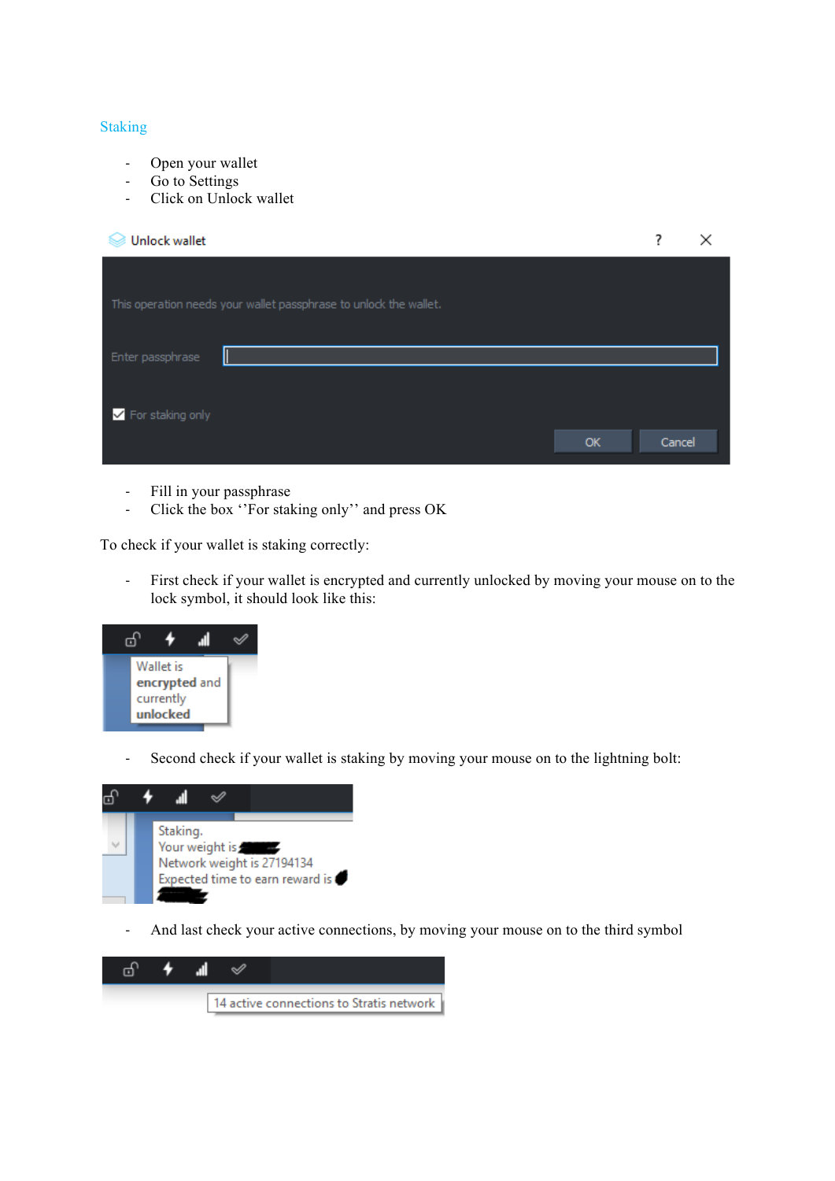## Staking

- Open your wallet
- Go to Settings
- Click on Unlock wallet

- Fill in your passphrase
- Click the box ''For staking only'' and press OK

To check if your wallet is staking correctly:

- First check if your wallet is encrypted and currently unlocked by moving your mouse on to the lock symbol, it should look like this:

- Second check if your wallet is staking by moving your mouse on to the lightning bolt:

- And last check your active connections, by moving your mouse on to the third symbol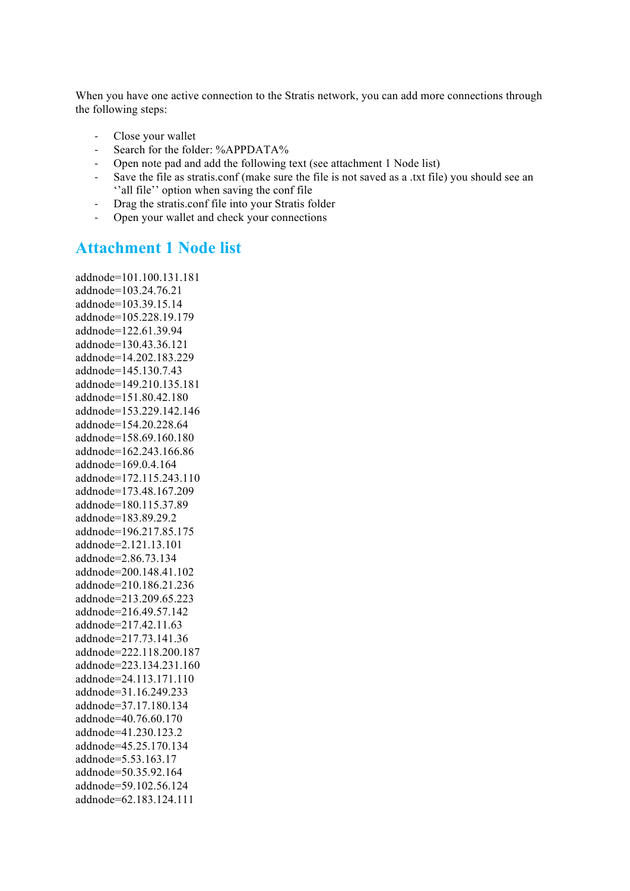When you have one active connection to the Stratis network, you can add more connections through the following steps:

- Close your wallet
- Search for the folder: %APPDATA%
- Open note pad and add the following text (see attachment 1 Node list)
- Save the file as stratis.conf (make sure the file is not saved as a .txt file) you should see an ‘’all file’’ option when saving the conf file
- Drag the stratis.conf file into your Stratis folder
- Open your wallet and check your connections

## Attachment 1 Node list

addnode=101.100.131.181
addnode=103.24.76.21
addnode=103.39.15.14
addnode=105.228.19.179
addnode=122.61.39.94
addnode=130.43.36.121
addnode=14.202.183.229
addnode=145.130.7.43
addnode=149.210.135.181
addnode=151.80.42.180
addnode=153.229.142.146
addnode=154.20.228.64
addnode=158.69.160.180
addnode=162.243.166.86
addnode=169.0.4.164
addnode=172.115.243.110
addnode=173.48.167.209
addnode=180.115.37.89
addnode=183.89.29.2
addnode=196.217.85.175
addnode=2.121.13.101
addnode=2.86.73.134
addnode=200.148.41.102
addnode=210.186.21.236
addnode=213.209.65.223
addnode=216.49.57.142
addnode=217.42.11.63
addnode=217.73.141.36
addnode=222.118.200.187
addnode=223.134.231.160
addnode=24.113.171.110
addnode=31.16.249.233
addnode=37.17.180.134
addnode=40.76.60.170
addnode=41.230.123.2
addnode=45.25.170.134
addnode=5.53.163.17
addnode=50.35.92.164
addnode=59.102.56.124
addnode=62.183.124.111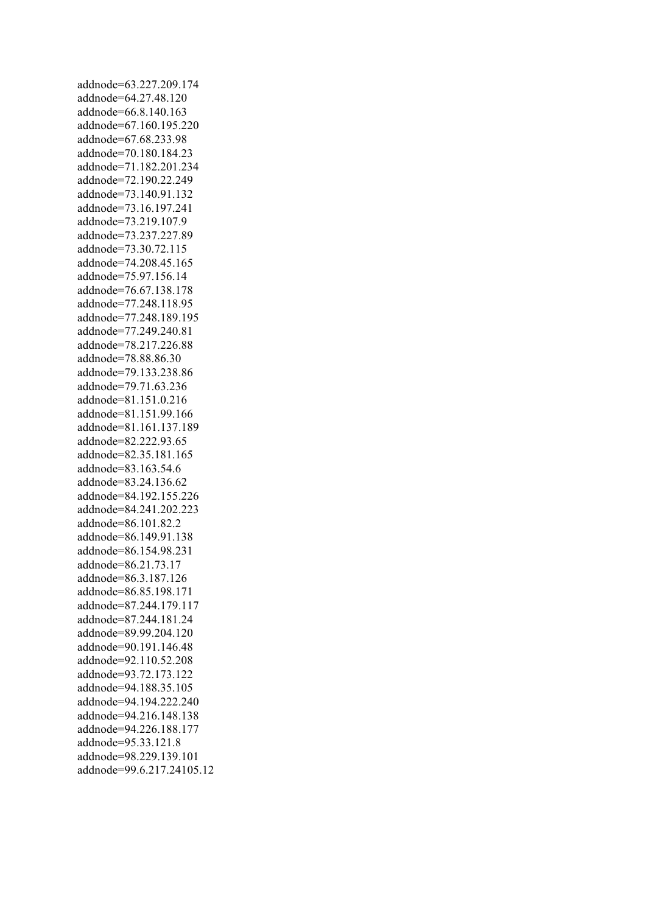addnode=63.227.209.174
addnode=64.27.48.120
addnode=66.8.140.163
addnode=67.160.195.220
addnode=67.68.233.98
addnode=70.180.184.23
addnode=71.182.201.234
addnode=72.190.22.249
addnode=73.140.91.132
addnode=73.16.197.241
addnode=73.219.107.9
addnode=73.237.227.89
addnode=73.30.72.115
addnode=74.208.45.165
addnode=75.97.156.14
addnode=76.67.138.178
addnode=77.248.118.95
addnode=77.248.189.195
addnode=77.249.240.81
addnode=78.217.226.88
addnode=78.88.86.30
addnode=79.133.238.86
addnode=79.71.63.236
addnode=81.151.0.216
addnode=81.151.99.166
addnode=81.161.137.189
addnode=82.222.93.65
addnode=82.35.181.165
addnode=83.163.54.6
addnode=83.24.136.62
addnode=84.192.155.226
addnode=84.241.202.223
addnode=86.101.82.2
addnode=86.149.91.138
addnode=86.154.98.231
addnode=86.21.73.17
addnode=86.3.187.126
addnode=86.85.198.171
addnode=87.244.179.117
addnode=87.244.181.24
addnode=89.99.204.120
addnode=90.191.146.48
addnode=92.110.52.208
addnode=93.72.173.122
addnode=94.188.35.105
addnode=94.194.222.240
addnode=94.216.148.138
addnode=94.226.188.177
addnode=95.33.121.8
addnode=98.229.139.101
addnode=99.6.217.24105.12